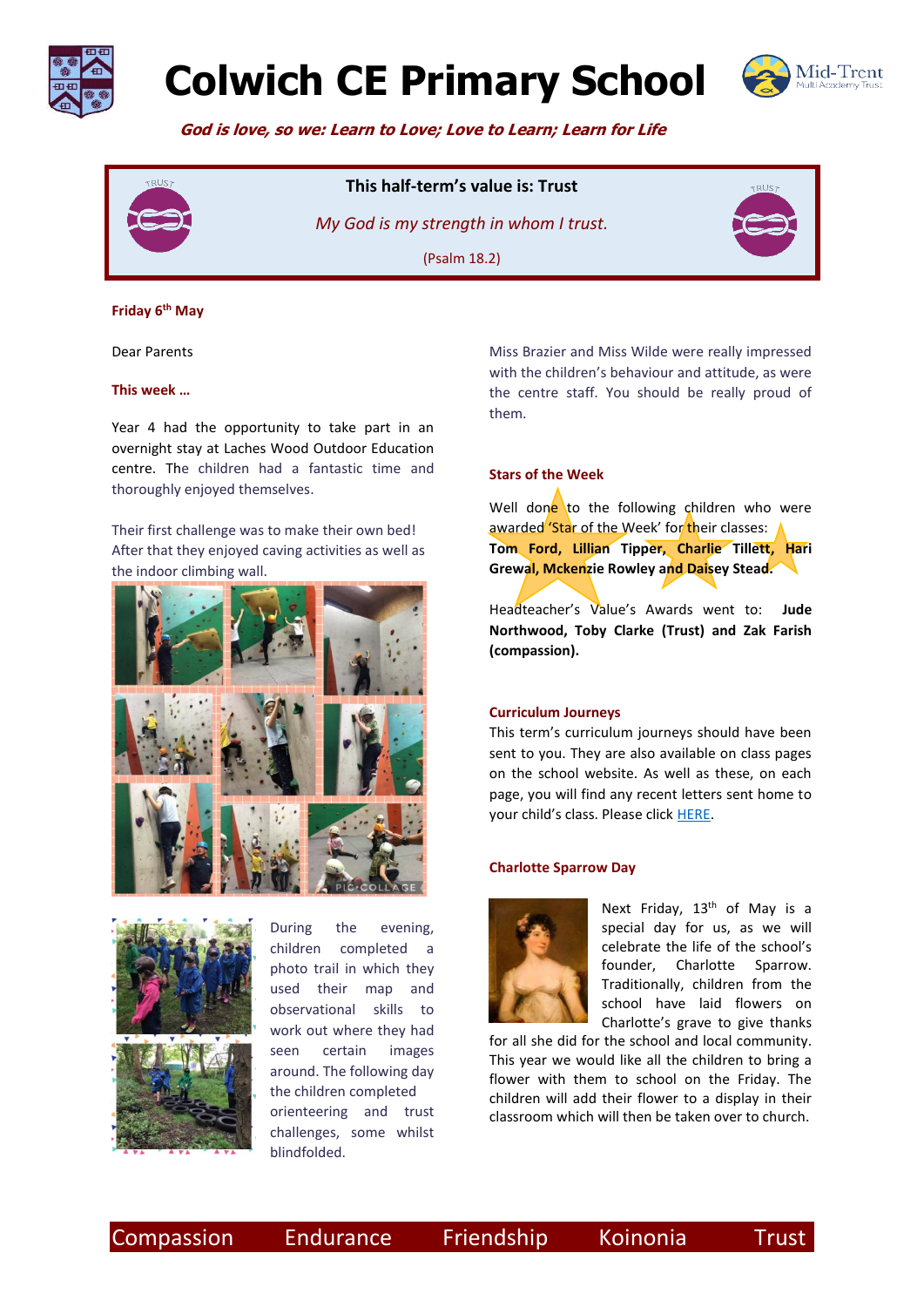# Colwich CE Primary School

***God is love, so we: Learn to Love; Love to Learn; Learn for Life***

**This half-term's value is: Trust**

*My God is my strength in whom I trust.*

(Psalm 18.2)

**Friday 6th May**

Dear Parents

**This week …**

Year 4 had the opportunity to take part in an overnight stay at Laches Wood Outdoor Education centre. The children had a fantastic time and thoroughly enjoyed themselves.

Their first challenge was to make their own bed! After that they enjoyed caving activities as well as the indoor climbing wall.

During the evening, children completed a photo trail in which they used their map and observational skills to work out where they had seen certain images around. The following day the children completed orienteering and trust challenges, some whilst blindfolded.

Miss Brazier and Miss Wilde were really impressed with the children's behaviour and attitude, as were the centre staff. You should be really proud of them.

**Stars of the Week**

Well done to the following children who were awarded 'Star of the Week' for their classes: **Tom Ford, Lillian Tipper, Charlie Tillett, Hari Grewal, Mckenzie Rowley and Daisey Stead.**

Headteacher's Value's Awards went to: **Jude Northwood, Toby Clarke (Trust) and Zak Farish (compassion).**

**Curriculum Journeys**

This term's curriculum journeys should have been sent to you. They are also available on class pages on the school website. As well as these, on each page, you will find any recent letters sent home to your child's class. Please click HERE.

**Charlotte Sparrow Day**

Next Friday, 13th of May is a special day for us, as we will celebrate the life of the school's founder, Charlotte Sparrow. Traditionally, children from the school have laid flowers on Charlotte's grave to give thanks for all she did for the school and local community. This year we would like all the children to bring a flower with them to school on the Friday. The children will add their flower to a display in their classroom which will then be taken over to church.

Compassion Endurance Friendship Koinonia Trust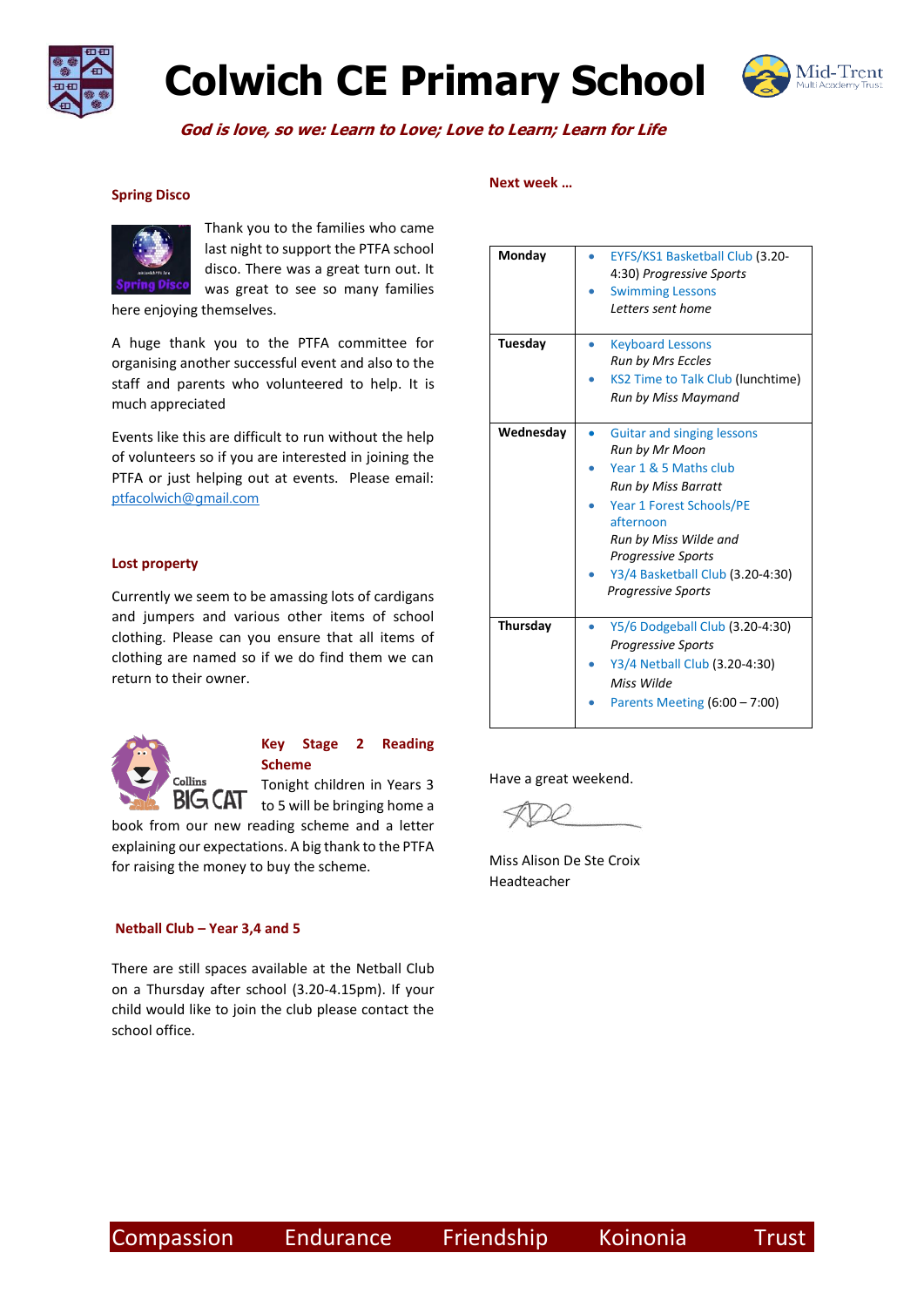# Colwich CE Primary School

*God is love, so we: Learn to Love; Love to Learn; Learn for Life*

### Spring Disco

Thank you to the families who came last night to support the PTFA school disco. There was a great turn out. It was great to see so many families here enjoying themselves.

A huge thank you to the PTFA committee for organising another successful event and also to the staff and parents who volunteered to help. It is much appreciated

Events like this are difficult to run without the help of volunteers so if you are interested in joining the PTFA or just helping out at events. Please email: ptfacolwich@gmail.com

### Lost property

Currently we seem to be amassing lots of cardigans and jumpers and various other items of school clothing. Please can you ensure that all items of clothing are named so if we do find them we can return to their owner.

### Key Stage 2 Reading Scheme

Tonight children in Years 3 to 5 will be bringing home a book from our new reading scheme and a letter explaining our expectations. A big thank to the PTFA for raising the money to buy the scheme.

### Netball Club – Year 3,4 and 5

There are still spaces available at the Netball Club on a Thursday after school (3.20-4.15pm). If your child would like to join the club please contact the school office.

### Next week …

| | |
|---|---|
| **Monday** | • EYFS/KS1 Basketball Club (3.20-4:30) *Progressive Sports*<br>• Swimming Lessons *Letters sent home* |
| **Tuesday** | • Keyboard Lessons *Run by Mrs Eccles*<br>• KS2 Time to Talk Club (lunchtime) *Run by Miss Maymand* |
| **Wednesday** | • Guitar and singing lessons *Run by Mr Moon*<br>• Year 1 & 5 Maths club *Run by Miss Barratt*<br>• Year 1 Forest Schools/PE afternoon *Run by Miss Wilde and Progressive Sports*<br>• Y3/4 Basketball Club (3.20-4:30) *Progressive Sports* |
| **Thursday** | • Y5/6 Dodgeball Club (3.20-4:30) *Progressive Sports*<br>• Y3/4 Netball Club (3.20-4:30) *Miss Wilde*<br>• Parents Meeting (6:00 – 7:00) |

Have a great weekend.

Miss Alison De Ste Croix
Headteacher

Compassion Endurance Friendship Koinonia Trust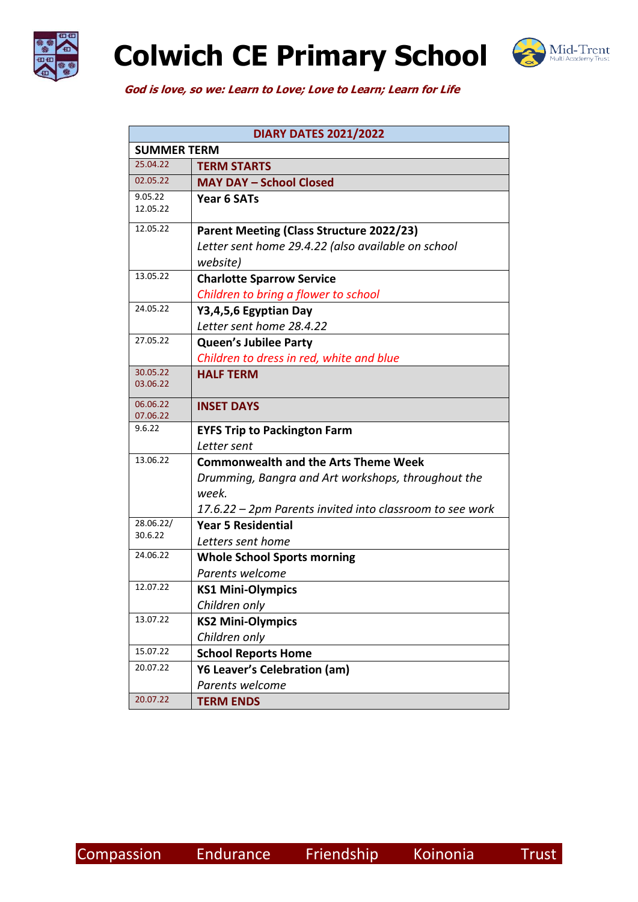# Colwich CE Primary School

***God is love, so we: Learn to Love; Love to Learn; Learn for Life***

| DIARY DATES 2021/2022 | |
|---|---|
| **SUMMER TERM** | |
| 25.04.22 | **TERM STARTS** |
| 02.05.22 | **MAY DAY – School Closed** |
| 9.05.22<br>12.05.22 | **Year 6 SATs** |
| 12.05.22 | **Parent Meeting (Class Structure 2022/23)**<br>*Letter sent home 29.4.22 (also available on school website)* |
| 13.05.22 | **Charlotte Sparrow Service**<br>*Children to bring a flower to school* |
| 24.05.22 | **Y3,4,5,6 Egyptian Day**<br>*Letter sent home 28.4.22* |
| 27.05.22 | **Queen's Jubilee Party**<br>*Children to dress in red, white and blue* |
| 30.05.22<br>03.06.22 | **HALF TERM** |
| 06.06.22<br>07.06.22 | **INSET DAYS** |
| 9.6.22 | **EYFS Trip to Packington Farm**<br>*Letter sent* |
| 13.06.22 | **Commonwealth and the Arts Theme Week**<br>*Drumming, Bangra and Art workshops, throughout the week.*<br>*17.6.22 – 2pm Parents invited into classroom to see work* |
| 28.06.22/<br>30.6.22 | **Year 5 Residential**<br>*Letters sent home* |
| 24.06.22 | **Whole School Sports morning**<br>*Parents welcome* |
| 12.07.22 | **KS1 Mini-Olympics**<br>*Children only* |
| 13.07.22 | **KS2 Mini-Olympics**<br>*Children only* |
| 15.07.22 | **School Reports Home** |
| 20.07.22 | **Y6 Leaver's Celebration (am)**<br>*Parents welcome* |
| 20.07.22 | **TERM ENDS** |

Compassion Endurance Friendship Koinonia Trust